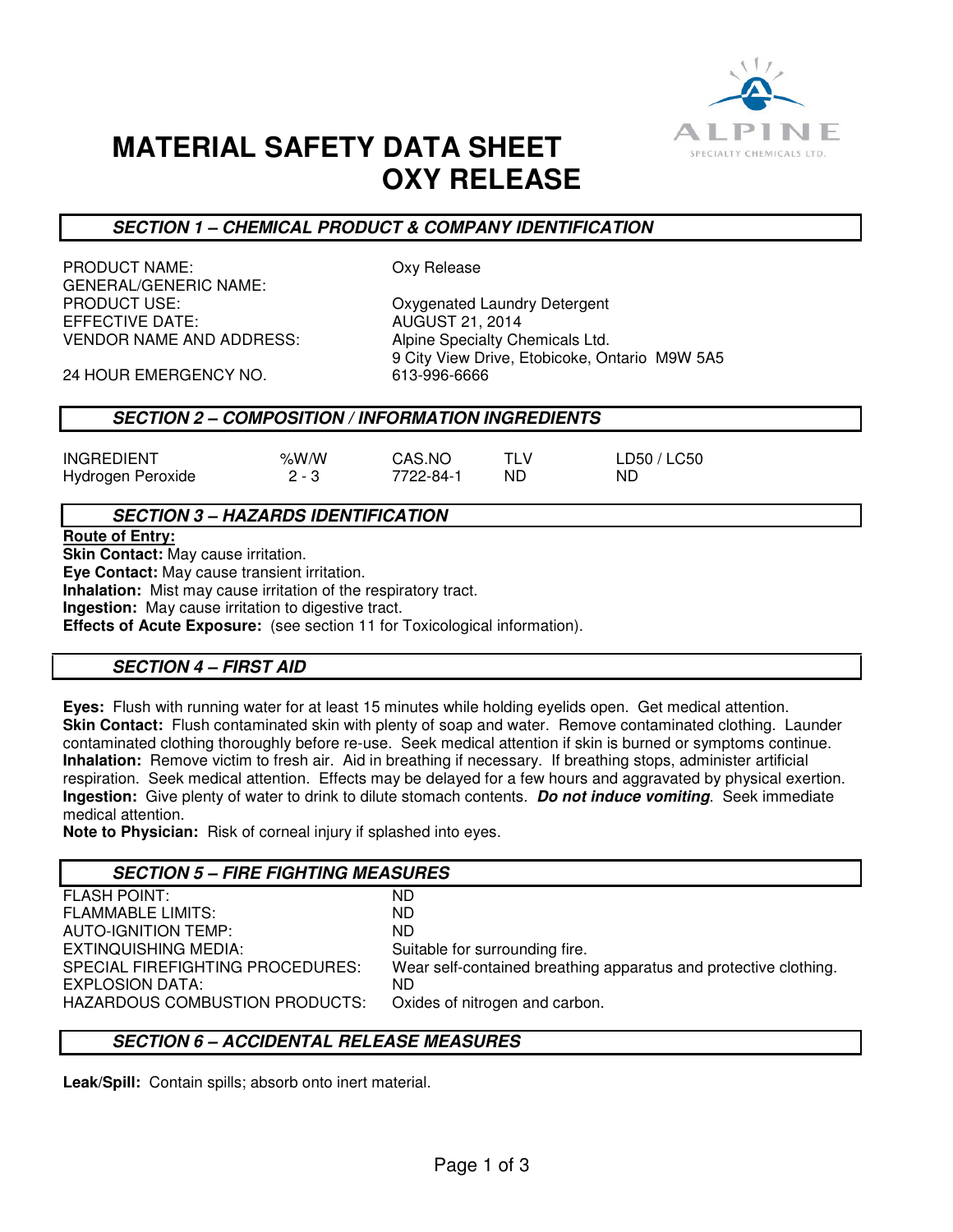# MATERIAL SAFETY DATA SHEET
# OXY RELEASE

## SECTION 1 – CHEMICAL PRODUCT & COMPANY IDENTIFICATION

| | |
|---|---|
| PRODUCT NAME: | Oxy Release |
| GENERAL/GENERIC NAME: | |
| PRODUCT USE: | Oxygenated Laundry Detergent |
| EFFECTIVE DATE: | AUGUST 21, 2014 |
| VENDOR NAME AND ADDRESS: | Alpine Specialty Chemicals Ltd. 9 City View Drive, Etobicoke, Ontario M9W 5A5 |
| 24 HOUR EMERGENCY NO. | 613-996-6666 |

## SECTION 2 – COMPOSITION / INFORMATION INGREDIENTS

| INGREDIENT | %W/W | CAS.NO | TLV | LD50 / LC50 |
|---|---|---|---|---|
| Hydrogen Peroxide | 2 - 3 | 7722-84-1 | ND | ND |

## SECTION 3 – HAZARDS IDENTIFICATION

**Route of Entry:**
**Skin Contact:** May cause irritation.
**Eye Contact:** May cause transient irritation.
**Inhalation:** Mist may cause irritation of the respiratory tract.
**Ingestion:** May cause irritation to digestive tract.
**Effects of Acute Exposure:** (see section 11 for Toxicological information).

## SECTION 4 – FIRST AID

**Eyes:** Flush with running water for at least 15 minutes while holding eyelids open. Get medical attention.
**Skin Contact:** Flush contaminated skin with plenty of soap and water. Remove contaminated clothing. Launder contaminated clothing thoroughly before re-use. Seek medical attention if skin is burned or symptoms continue.
**Inhalation:** Remove victim to fresh air. Aid in breathing if necessary. If breathing stops, administer artificial respiration. Seek medical attention. Effects may be delayed for a few hours and aggravated by physical exertion.
**Ingestion:** Give plenty of water to drink to dilute stomach contents. ***Do not induce vomiting***. Seek immediate medical attention.
**Note to Physician:** Risk of corneal injury if splashed into eyes.

## SECTION 5 – FIRE FIGHTING MEASURES

| | |
|---|---|
| FLASH POINT: | ND |
| FLAMMABLE LIMITS: | ND |
| AUTO-IGNITION TEMP: | ND |
| EXTINQUISHING MEDIA: | Suitable for surrounding fire. |
| SPECIAL FIREFIGHTING PROCEDURES: | Wear self-contained breathing apparatus and protective clothing. |
| EXPLOSION DATA: | ND |
| HAZARDOUS COMBUSTION PRODUCTS: | Oxides of nitrogen and carbon. |

## SECTION 6 – ACCIDENTAL RELEASE MEASURES

**Leak/Spill:** Contain spills; absorb onto inert material.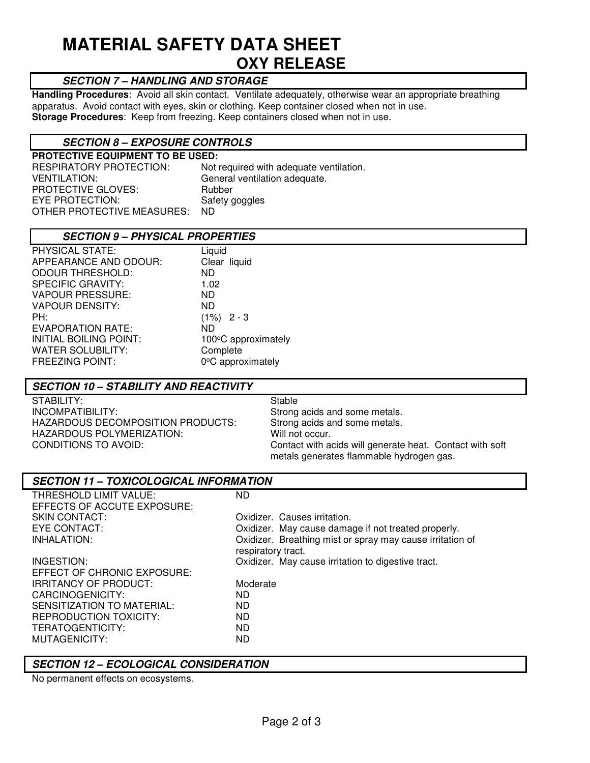# MATERIAL SAFETY DATA SHEET

## OXY RELEASE

### *SECTION 7 – HANDLING AND STORAGE*

**Handling Procedures**: Avoid all skin contact. Ventilate adequately, otherwise wear an appropriate breathing apparatus. Avoid contact with eyes, skin or clothing. Keep container closed when not in use.
**Storage Procedures**: Keep from freezing. Keep containers closed when not in use.

### *SECTION 8 – EXPOSURE CONTROLS*

**PROTECTIVE EQUIPMENT TO BE USED:**

| | |
|---|---|
| RESPIRATORY PROTECTION: | Not required with adequate ventilation. |
| VENTILATION: | General ventilation adequate. |
| PROTECTIVE GLOVES: | Rubber |
| EYE PROTECTION: | Safety goggles |
| OTHER PROTECTIVE MEASURES: | ND |

### *SECTION 9 – PHYSICAL PROPERTIES*

| | |
|---|---|
| PHYSICAL STATE: | Liquid |
| APPEARANCE AND ODOUR: | Clear liquid |
| ODOUR THRESHOLD: | ND |
| SPECIFIC GRAVITY: | 1.02 |
| VAPOUR PRESSURE: | ND |
| VAPOUR DENSITY: | ND |
| PH: | (1%) 2 - 3 |
| EVAPORATION RATE: | ND |
| INITIAL BOILING POINT: | 100°C approximately |
| WATER SOLUBILITY: | Complete |
| FREEZING POINT: | 0°C approximately |

### *SECTION 10 – STABILITY AND REACTIVITY*

| | |
|---|---|
| STABILITY: | Stable |
| INCOMPATIBILITY: | Strong acids and some metals. |
| HAZARDOUS DECOMPOSITION PRODUCTS: | Strong acids and some metals. |
| HAZARDOUS POLYMERIZATION: | Will not occur. |
| CONDITIONS TO AVOID: | Contact with acids will generate heat. Contact with soft metals generates flammable hydrogen gas. |

### *SECTION 11 – TOXICOLOGICAL INFORMATION*

| | |
|---|---|
| THRESHOLD LIMIT VALUE: | ND |
| EFFECTS OF ACCUTE EXPOSURE: | |
| SKIN CONTACT: | Oxidizer. Causes irritation. |
| EYE CONTACT: | Oxidizer. May cause damage if not treated properly. |
| INHALATION: | Oxidizer. Breathing mist or spray may cause irritation of respiratory tract. |
| INGESTION: | Oxidizer. May cause irritation to digestive tract. |
| EFFECT OF CHRONIC EXPOSURE: | |
| IRRITANCY OF PRODUCT: | Moderate |
| CARCINOGENICITY: | ND |
| SENSITIZATION TO MATERIAL: | ND |
| REPRODUCTION TOXICITY: | ND |
| TERATOGENTICITY: | ND |
| MUTAGENICITY: | ND |

### *SECTION 12 – ECOLOGICAL CONSIDERATION*

No permanent effects on ecosystems.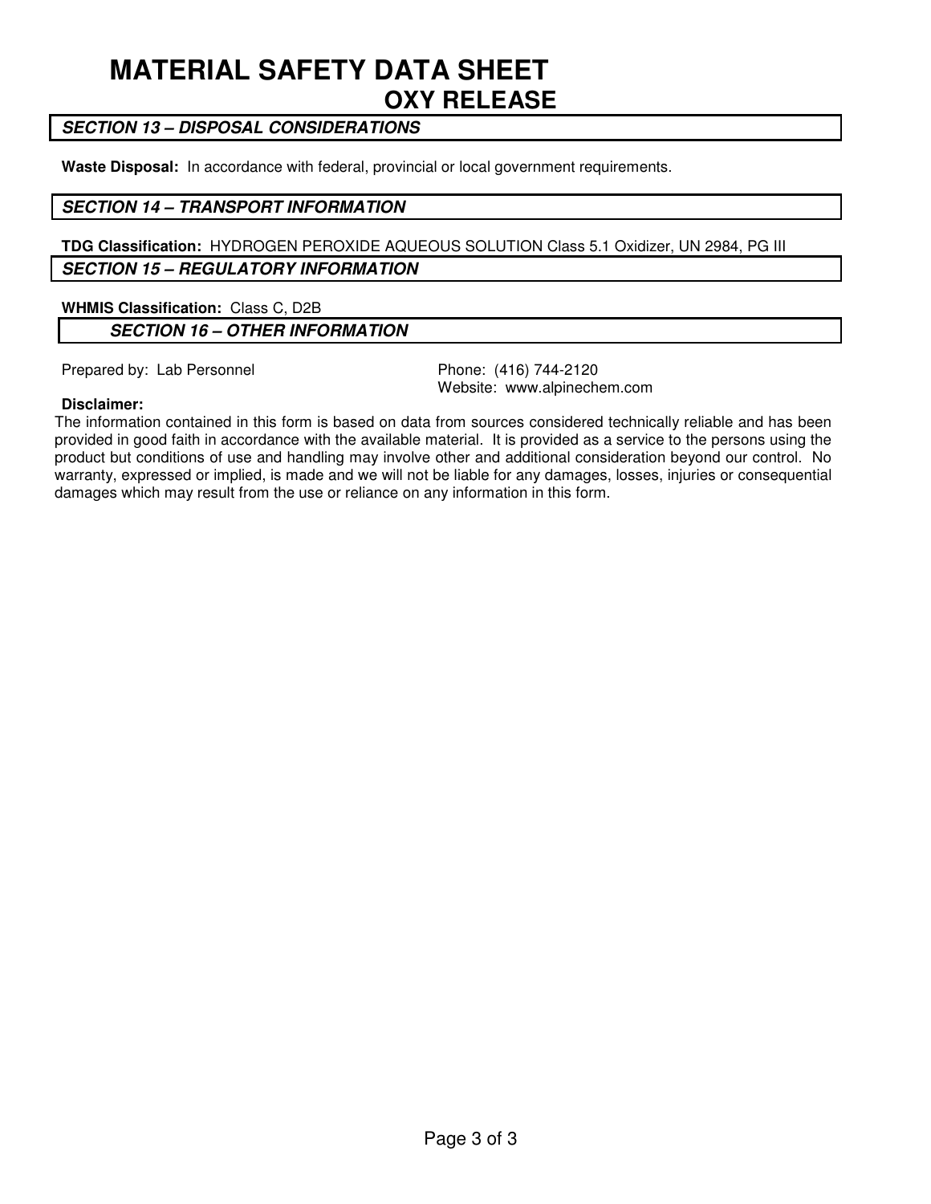# MATERIAL SAFETY DATA SHEET

## OXY RELEASE

### *SECTION 13 – DISPOSAL CONSIDERATIONS*

**Waste Disposal:** In accordance with federal, provincial or local government requirements.

### *SECTION 14 – TRANSPORT INFORMATION*

**TDG Classification:** HYDROGEN PEROXIDE AQUEOUS SOLUTION Class 5.1 Oxidizer, UN 2984, PG III

### *SECTION 15 – REGULATORY INFORMATION*

**WHMIS Classification:** Class C, D2B

### *SECTION 16 – OTHER INFORMATION*

Prepared by: Lab Personnel

Phone: (416) 744-2120
Website: www.alpinechem.com

**Disclaimer:**

The information contained in this form is based on data from sources considered technically reliable and has been provided in good faith in accordance with the available material. It is provided as a service to the persons using the product but conditions of use and handling may involve other and additional consideration beyond our control. No warranty, expressed or implied, is made and we will not be liable for any damages, losses, injuries or consequential damages which may result from the use or reliance on any information in this form.